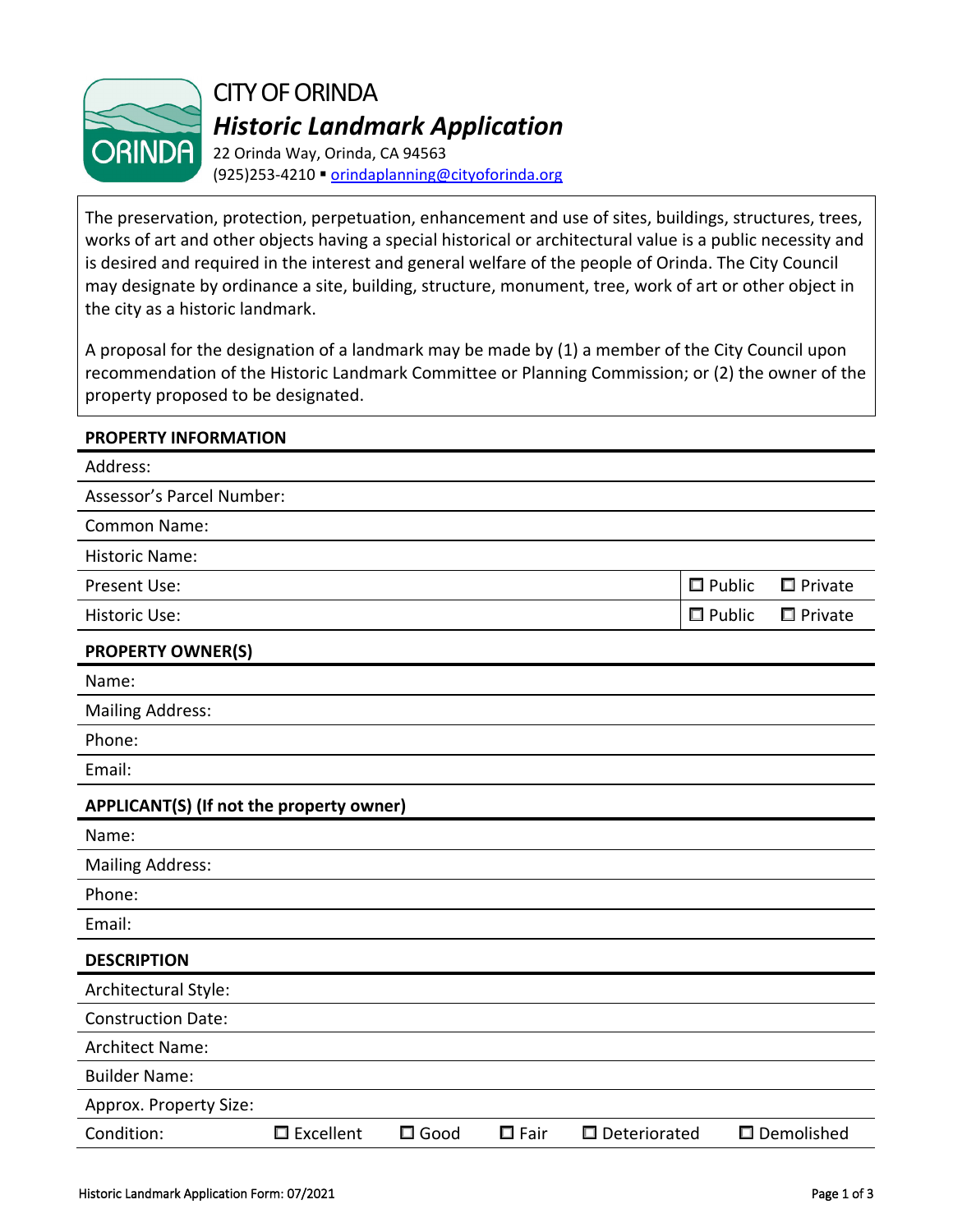# CITY OF ORINDA

## *Historic Landmark Application*

22 Orinda Way, Orinda, CA 94563
(925)253-4210 ▪ orindaplanning@cityoforinda.org

The preservation, protection, perpetuation, enhancement and use of sites, buildings, structures, trees, works of art and other objects having a special historical or architectural value is a public necessity and is desired and required in the interest and general welfare of the people of Orinda. The City Council may designate by ordinance a site, building, structure, monument, tree, work of art or other object in the city as a historic landmark.

A proposal for the designation of a landmark may be made by (1) a member of the City Council upon recommendation of the Historic Landmark Committee or Planning Commission; or (2) the owner of the property proposed to be designated.

### PROPERTY INFORMATION

Address:

Assessor's Parcel Number:

Common Name:

Historic Name:

Present Use: ☐ Public ☐ Private

Historic Use: ☐ Public ☐ Private

### PROPERTY OWNER(S)

Name:

Mailing Address:

Phone:

Email:

### APPLICANT(S) (If not the property owner)

Name:

Mailing Address:

Phone:

Email:

### DESCRIPTION

Architectural Style:

Construction Date:

Architect Name:

Builder Name:

Approx. Property Size:

Condition: ☐ Excellent ☐ Good ☐ Fair ☐ Deteriorated ☐ Demolished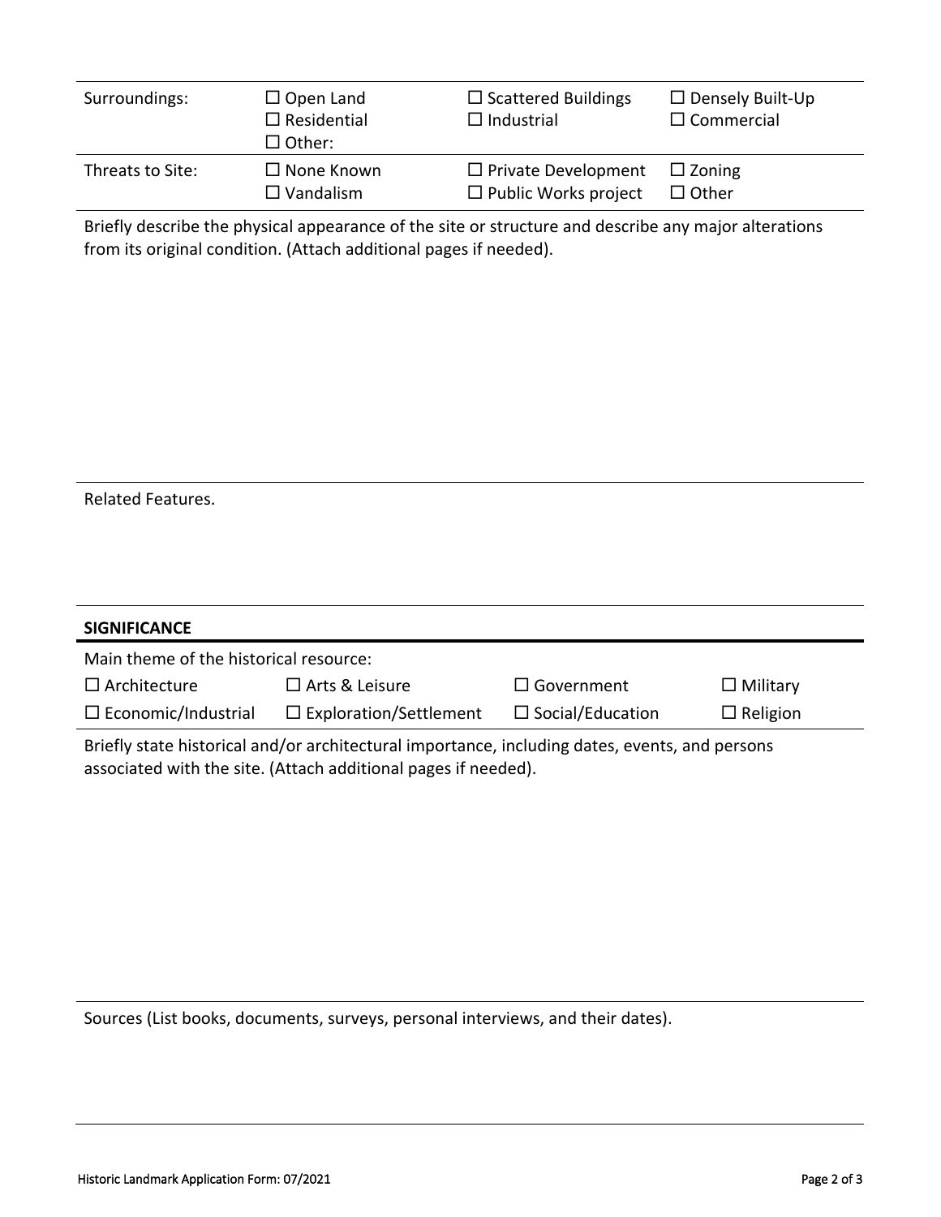| | | | |
|---|---|---|---|
| Surroundings: | ☐ Open Land<br>☐ Residential<br>☐ Other: | ☐ Scattered Buildings<br>☐ Industrial | ☐ Densely Built-Up<br>☐ Commercial |
| Threats to Site: | ☐ None Known<br>☐ Vandalism | ☐ Private Development<br>☐ Public Works project | ☐ Zoning<br>☐ Other |

Briefly describe the physical appearance of the site or structure and describe any major alterations from its original condition. (Attach additional pages if needed).

Related Features.

## SIGNIFICANCE

Main theme of the historical resource:

| | | | |
|---|---|---|---|
| ☐ Architecture | ☐ Arts & Leisure | ☐ Government | ☐ Military |
| ☐ Economic/Industrial | ☐ Exploration/Settlement | ☐ Social/Education | ☐ Religion |

Briefly state historical and/or architectural importance, including dates, events, and persons associated with the site. (Attach additional pages if needed).

Sources (List books, documents, surveys, personal interviews, and their dates).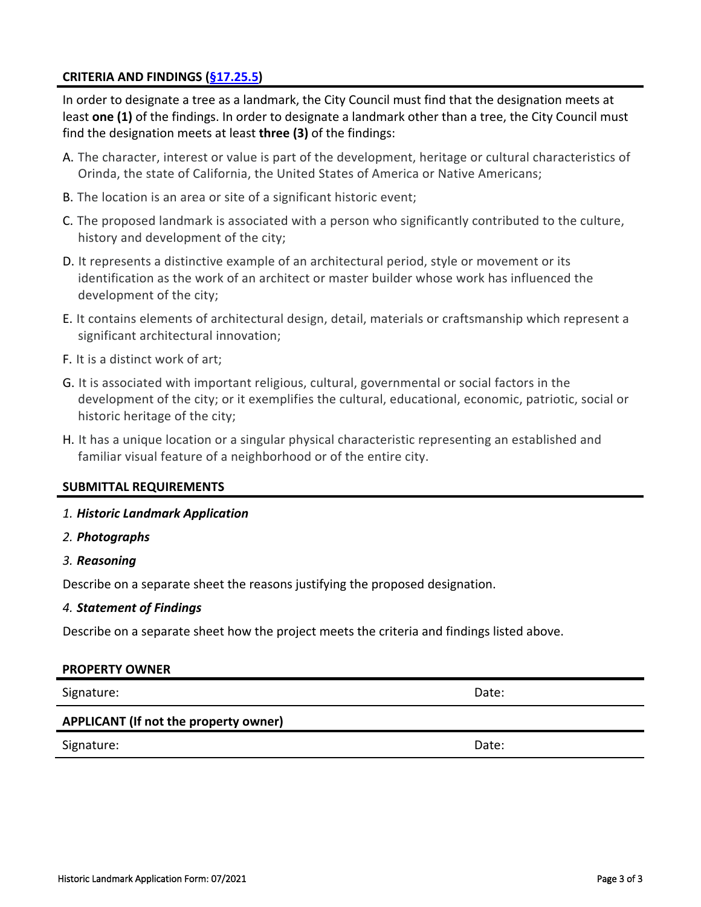## CRITERIA AND FINDINGS ([§17.25.5](#))

In order to designate a tree as a landmark, the City Council must find that the designation meets at least **one (1)** of the findings. In order to designate a landmark other than a tree, the City Council must find the designation meets at least **three (3)** of the findings:

A. The character, interest or value is part of the development, heritage or cultural characteristics of Orinda, the state of California, the United States of America or Native Americans;

B. The location is an area or site of a significant historic event;

C. The proposed landmark is associated with a person who significantly contributed to the culture, history and development of the city;

D. It represents a distinctive example of an architectural period, style or movement or its identification as the work of an architect or master builder whose work has influenced the development of the city;

E. It contains elements of architectural design, detail, materials or craftsmanship which represent a significant architectural innovation;

F. It is a distinct work of art;

G. It is associated with important religious, cultural, governmental or social factors in the development of the city; or it exemplifies the cultural, educational, economic, patriotic, social or historic heritage of the city;

H. It has a unique location or a singular physical characteristic representing an established and familiar visual feature of a neighborhood or of the entire city.

## SUBMITTAL REQUIREMENTS

*1. **Historic Landmark Application***

*2. **Photographs***

*3. **Reasoning***

Describe on a separate sheet the reasons justifying the proposed designation.

*4. **Statement of Findings***

Describe on a separate sheet how the project meets the criteria and findings listed above.

## PROPERTY OWNER

| Signature: | Date: |
| --- | --- |

## APPLICANT (If not the property owner)

| Signature: | Date: |
| --- | --- |